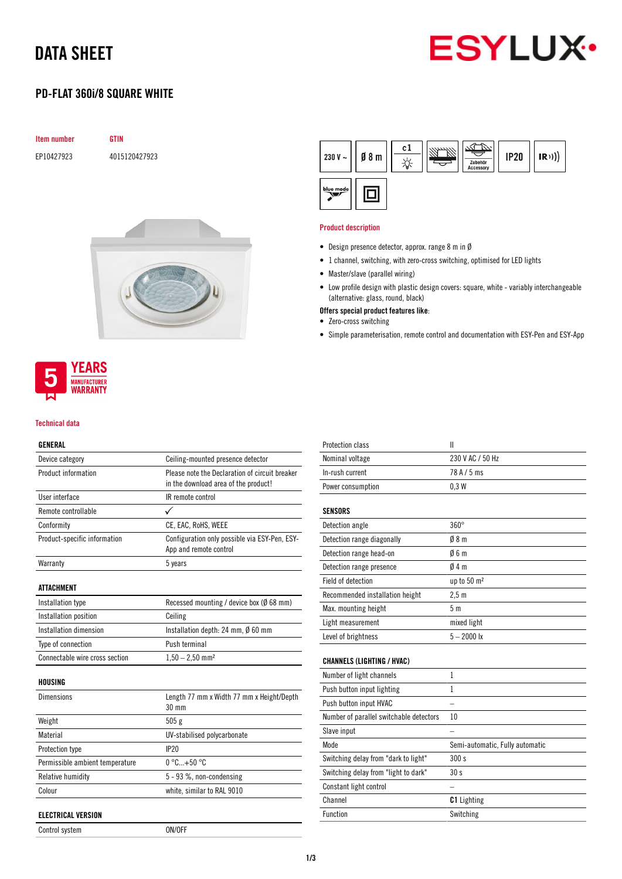# DATA SHEET

## PD-FLAT 360i/8 SQUARE WHITE

| Item number | GTIN |
|---|---|
| EP10427923 | 4015120427923 |

230 V ~ | Ø 8 m | c1 | Zubehör Accessory | IP20 | IR | blue mode

### Product description

- Design presence detector, approx. range 8 m in Ø
- 1 channel, switching, with zero-cross switching, optimised for LED lights
- Master/slave (parallel wiring)
- Low profile design with plastic design covers: square, white - variably interchangeable (alternative: glass, round, black)

**Offers special product features like:**

- Zero-cross switching
- Simple parameterisation, remote control and documentation with ESY-Pen and ESY-App

5 YEARS MANUFACTURER WARRANTY

### Technical data

| GENERAL | |
|---|---|
| Device category | Ceiling-mounted presence detector |
| Product information | Please note the Declaration of circuit breaker in the download area of the product! |
| User interface | IR remote control |
| Remote controllable | ✓ |
| Conformity | CE, EAC, RoHS, WEEE |
| Product-specific information | Configuration only possible via ESY-Pen, ESY-App and remote control |
| Warranty | 5 years |

| ATTACHMENT | |
|---|---|
| Installation type | Recessed mounting / device box (Ø 68 mm) |
| Installation position | Ceiling |
| Installation dimension | Installation depth: 24 mm, Ø 60 mm |
| Type of connection | Push terminal |
| Connectable wire cross section | 1,50 – 2,50 mm² |

| HOUSING | |
|---|---|
| Dimensions | Length 77 mm x Width 77 mm x Height/Depth 30 mm |
| Weight | 505 g |
| Material | UV-stabilised polycarbonate |
| Protection type | IP20 |
| Permissible ambient temperature | 0 °C...+50 °C |
| Relative humidity | 5 - 93 %, non-condensing |
| Colour | white, similar to RAL 9010 |

| ELECTRICAL VERSION | |
|---|---|
| Control system | ON/OFF |
| Protection class | II |
| Nominal voltage | 230 V AC / 50 Hz |
| In-rush current | 78 A / 5 ms |
| Power consumption | 0,3 W |

| SENSORS | |
|---|---|
| Detection angle | 360° |
| Detection range diagonally | Ø 8 m |
| Detection range head-on | Ø 6 m |
| Detection range presence | Ø 4 m |
| Field of detection | up to 50 m² |
| Recommended installation height | 2,5 m |
| Max. mounting height | 5 m |
| Light measurement | mixed light |
| Level of brightness | 5 – 2000 lx |

| CHANNELS (LIGHTING / HVAC) | |
|---|---|
| Number of light channels | 1 |
| Push button input lighting | 1 |
| Push button input HVAC | – |
| Number of parallel switchable detectors | 10 |
| Slave input | – |
| Mode | Semi-automatic, Fully automatic |
| Switching delay from "dark to light" | 300 s |
| Switching delay from "light to dark" | 30 s |
| Constant light control | – |
| Channel | **C1** Lighting |
| Function | Switching |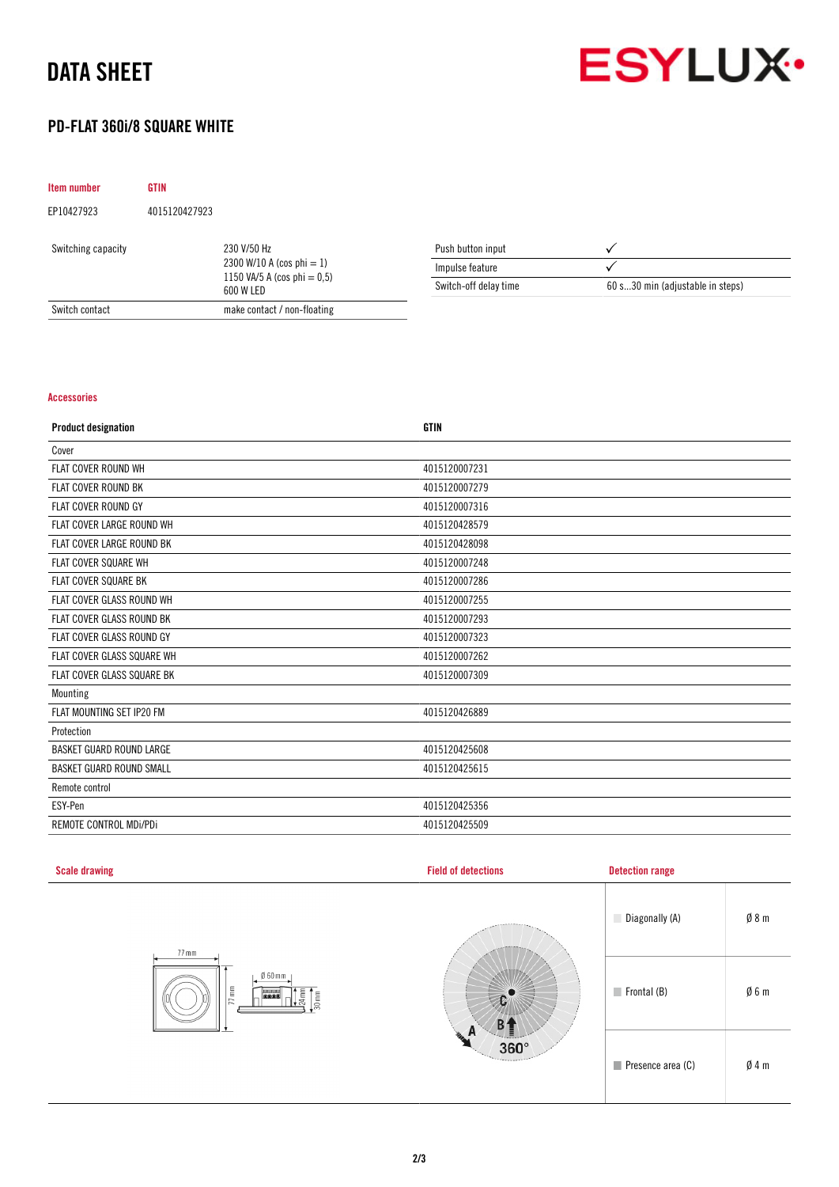# DATA SHEET

## PD-FLAT 360i/8 SQUARE WHITE

| Item number | GTIN |
|---|---|
| EP10427923 | 4015120427923 |

| | |
|---|---|
| Switching capacity | 230 V/50 Hz<br>2300 W/10 A (cos phi = 1)<br>1150 VA/5 A (cos phi = 0,5)<br>600 W LED |
| Switch contact | make contact / non-floating |

| | |
|---|---|
| Push button input | ✓ |
| Impulse feature | ✓ |
| Switch-off delay time | 60 s...30 min (adjustable in steps) |

### Accessories

| Product designation | GTIN |
|---|---|
| Cover | |
| FLAT COVER ROUND WH | 4015120007231 |
| FLAT COVER ROUND BK | 4015120007279 |
| FLAT COVER ROUND GY | 4015120007316 |
| FLAT COVER LARGE ROUND WH | 4015120428579 |
| FLAT COVER LARGE ROUND BK | 4015120428098 |
| FLAT COVER SQUARE WH | 4015120007248 |
| FLAT COVER SQUARE BK | 4015120007286 |
| FLAT COVER GLASS ROUND WH | 4015120007255 |
| FLAT COVER GLASS ROUND BK | 4015120007293 |
| FLAT COVER GLASS ROUND GY | 4015120007323 |
| FLAT COVER GLASS SQUARE WH | 4015120007262 |
| FLAT COVER GLASS SQUARE BK | 4015120007309 |
| Mounting | |
| FLAT MOUNTING SET IP20 FM | 4015120426889 |
| Protection | |
| BASKET GUARD ROUND LARGE | 4015120425608 |
| BASKET GUARD ROUND SMALL | 4015120425615 |
| Remote control | |
| ESY-Pen | 4015120425356 |
| REMOTE CONTROL MDi/PDi | 4015120425509 |

### Scale drawing

77 mm, 77 mm, Ø 60 mm, 24 mm, 30 mm

### Field of detections

A, B, C, 360°

### Detection range

| | |
|---|---|
| Diagonally (A) | Ø 8 m |
| Frontal (B) | Ø 6 m |
| Presence area (C) | Ø 4 m |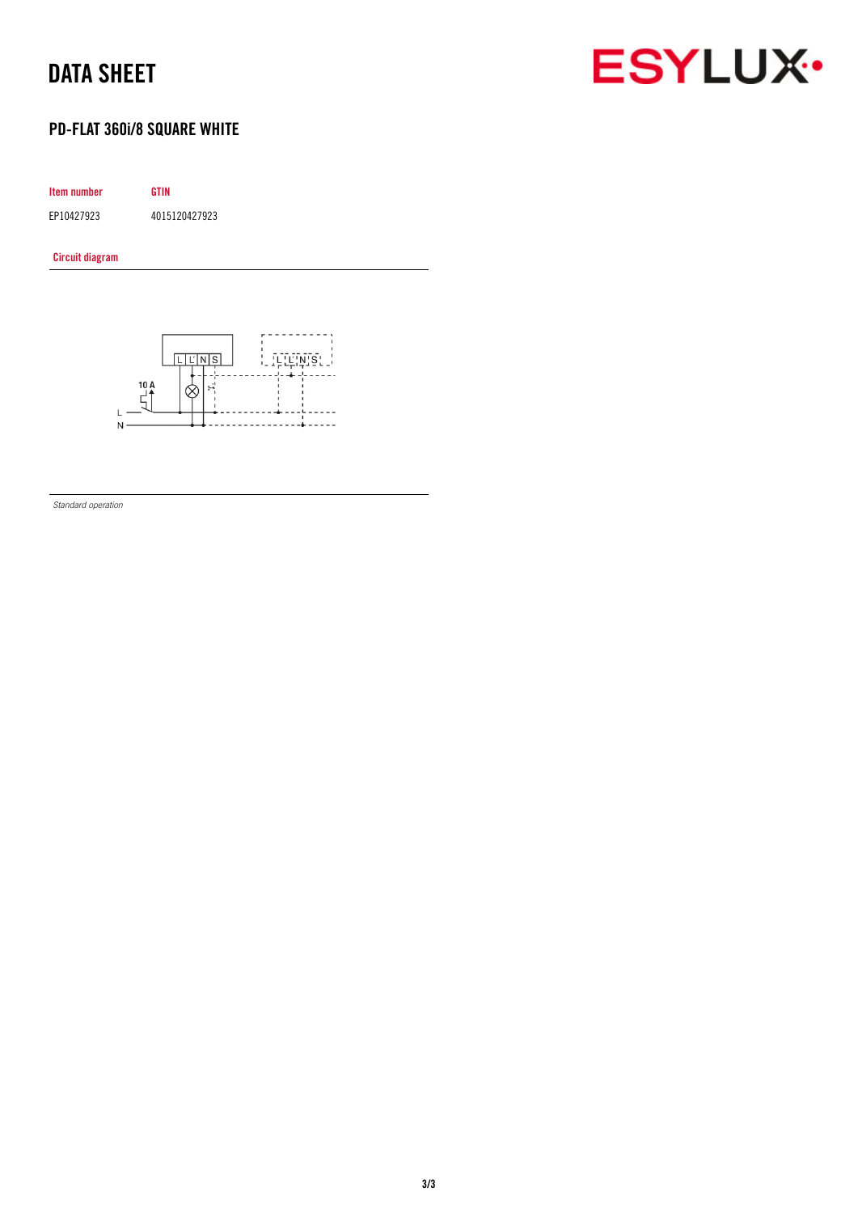# DATA SHEET

## PD-FLAT 360i/8 SQUARE WHITE

| Item number | GTIN |
| --- | --- |
| EP10427923 | 4015120427923 |

### Circuit diagram

10 A

L

N

L L' N S

L L' N S

*Standard operation*